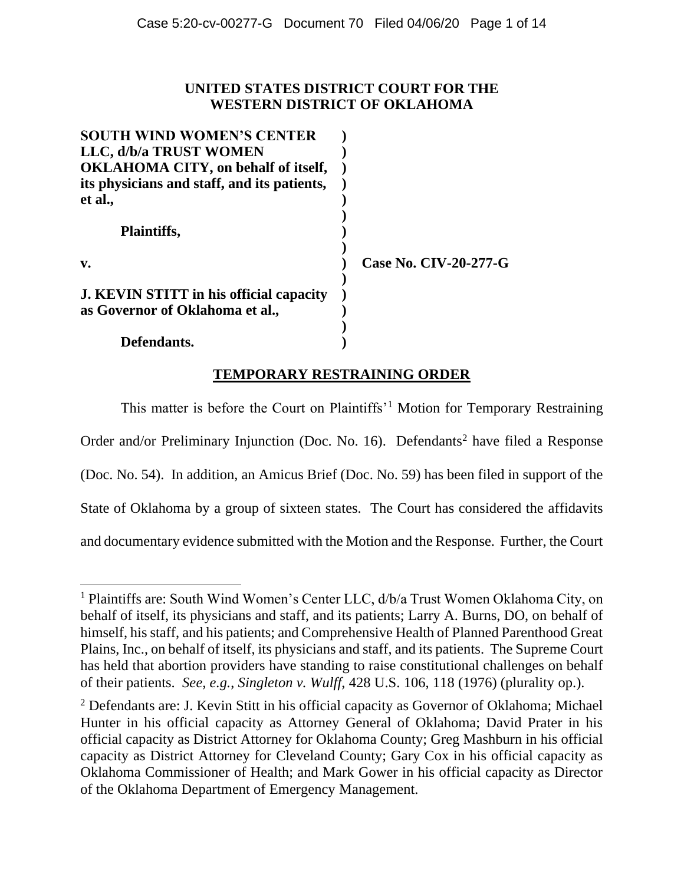**UNITED STATES DISTRICT COURT FOR THE WESTERN DISTRICT OF OKLAHOMA**

| | | |
|---|---|---|
| **SOUTH WIND WOMEN'S CENTER LLC, d/b/a TRUST WOMEN OKLAHOMA CITY, on behalf of itself, its physicians and staff, and its patients, et al.,** | ) | |
| **Plaintiffs,** | ) | |
| **v.** | ) | **Case No. CIV-20-277-G** |
| **J. KEVIN STITT in his official capacity as Governor of Oklahoma et al.,** | ) | |
| **Defendants.** | ) | |

**TEMPORARY RESTRAINING ORDER**

This matter is before the Court on Plaintiffs'[1] Motion for Temporary Restraining Order and/or Preliminary Injunction (Doc. No. 16). Defendants[2] have filed a Response (Doc. No. 54). In addition, an Amicus Brief (Doc. No. 59) has been filed in support of the State of Oklahoma by a group of sixteen states. The Court has considered the affidavits and documentary evidence submitted with the Motion and the Response. Further, the Court

---

[1] Plaintiffs are: South Wind Women's Center LLC, d/b/a Trust Women Oklahoma City, on behalf of itself, its physicians and staff, and its patients; Larry A. Burns, DO, on behalf of himself, his staff, and his patients; and Comprehensive Health of Planned Parenthood Great Plains, Inc., on behalf of itself, its physicians and staff, and its patients. The Supreme Court has held that abortion providers have standing to raise constitutional challenges on behalf of their patients. *See, e.g.*, *Singleton v. Wulff*, 428 U.S. 106, 118 (1976) (plurality op.).

[2] Defendants are: J. Kevin Stitt in his official capacity as Governor of Oklahoma; Michael Hunter in his official capacity as Attorney General of Oklahoma; David Prater in his official capacity as District Attorney for Oklahoma County; Greg Mashburn in his official capacity as District Attorney for Cleveland County; Gary Cox in his official capacity as Oklahoma Commissioner of Health; and Mark Gower in his official capacity as Director of the Oklahoma Department of Emergency Management.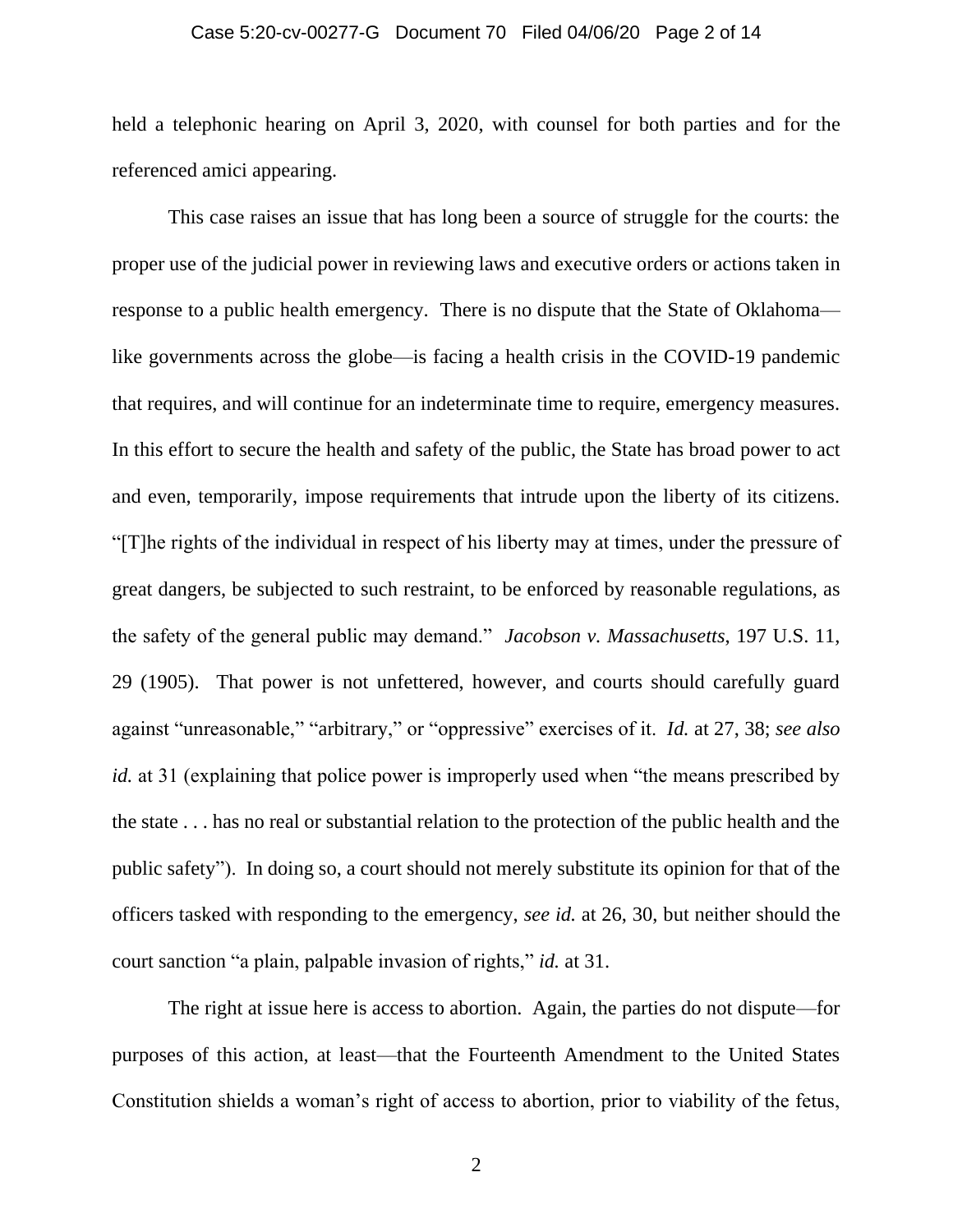held a telephonic hearing on April 3, 2020, with counsel for both parties and for the referenced amici appearing.

This case raises an issue that has long been a source of struggle for the courts: the proper use of the judicial power in reviewing laws and executive orders or actions taken in response to a public health emergency. There is no dispute that the State of Oklahoma—like governments across the globe—is facing a health crisis in the COVID-19 pandemic that requires, and will continue for an indeterminate time to require, emergency measures. In this effort to secure the health and safety of the public, the State has broad power to act and even, temporarily, impose requirements that intrude upon the liberty of its citizens. "[T]he rights of the individual in respect of his liberty may at times, under the pressure of great dangers, be subjected to such restraint, to be enforced by reasonable regulations, as the safety of the general public may demand." *Jacobson v. Massachusetts*, 197 U.S. 11, 29 (1905). That power is not unfettered, however, and courts should carefully guard against "unreasonable," "arbitrary," or "oppressive" exercises of it. *Id.* at 27, 38; *see also id.* at 31 (explaining that police power is improperly used when "the means prescribed by the state . . . has no real or substantial relation to the protection of the public health and the public safety"). In doing so, a court should not merely substitute its opinion for that of the officers tasked with responding to the emergency, *see id.* at 26, 30, but neither should the court sanction "a plain, palpable invasion of rights," *id.* at 31.

The right at issue here is access to abortion. Again, the parties do not dispute—for purposes of this action, at least—that the Fourteenth Amendment to the United States Constitution shields a woman's right of access to abortion, prior to viability of the fetus,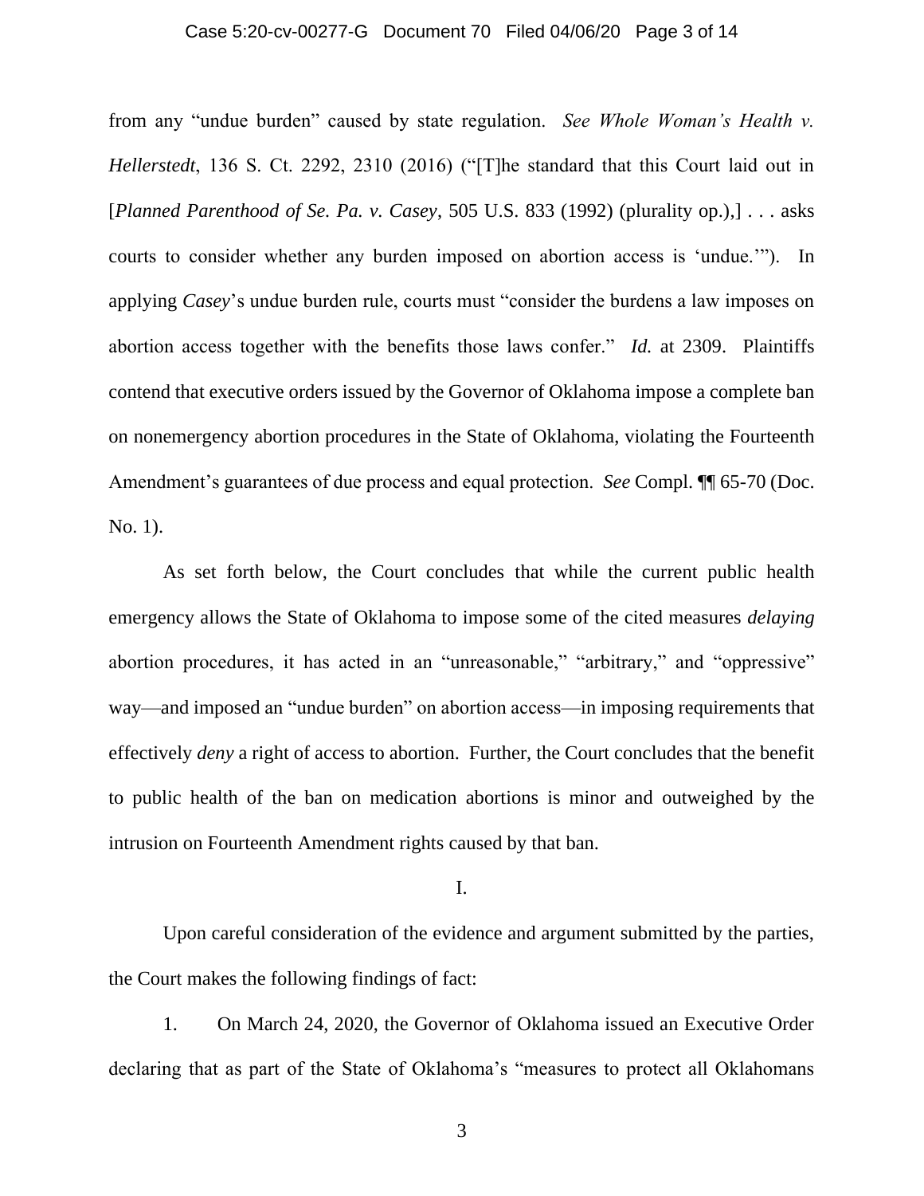from any "undue burden" caused by state regulation. *See Whole Woman's Health v. Hellerstedt*, 136 S. Ct. 2292, 2310 (2016) ("[T]he standard that this Court laid out in [*Planned Parenthood of Se. Pa. v. Casey*, 505 U.S. 833 (1992) (plurality op.),] . . . asks courts to consider whether any burden imposed on abortion access is 'undue.'"). In applying *Casey*'s undue burden rule, courts must "consider the burdens a law imposes on abortion access together with the benefits those laws confer." *Id.* at 2309. Plaintiffs contend that executive orders issued by the Governor of Oklahoma impose a complete ban on nonemergency abortion procedures in the State of Oklahoma, violating the Fourteenth Amendment's guarantees of due process and equal protection. *See* Compl. ¶¶ 65-70 (Doc. No. 1).

As set forth below, the Court concludes that while the current public health emergency allows the State of Oklahoma to impose some of the cited measures *delaying* abortion procedures, it has acted in an "unreasonable," "arbitrary," and "oppressive" way—and imposed an "undue burden" on abortion access—in imposing requirements that effectively *deny* a right of access to abortion. Further, the Court concludes that the benefit to public health of the ban on medication abortions is minor and outweighed by the intrusion on Fourteenth Amendment rights caused by that ban.

I.

Upon careful consideration of the evidence and argument submitted by the parties, the Court makes the following findings of fact:

1. On March 24, 2020, the Governor of Oklahoma issued an Executive Order declaring that as part of the State of Oklahoma's "measures to protect all Oklahomans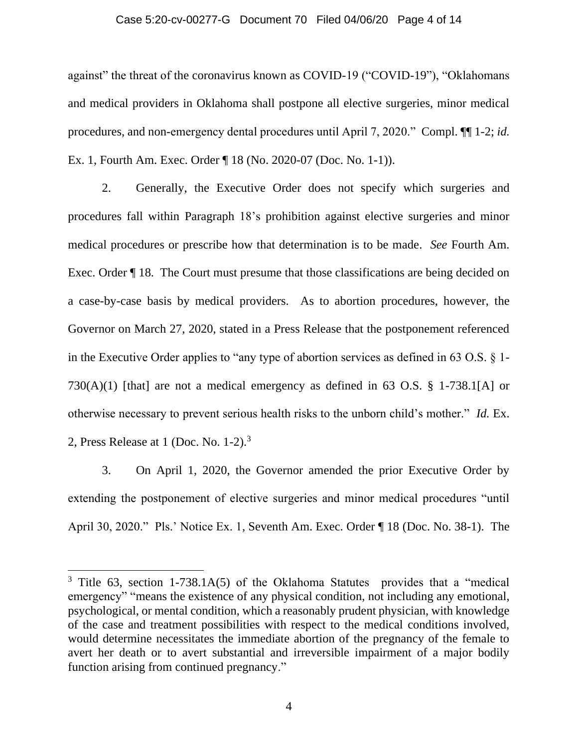against" the threat of the coronavirus known as COVID-19 ("COVID-19"), "Oklahomans and medical providers in Oklahoma shall postpone all elective surgeries, minor medical procedures, and non-emergency dental procedures until April 7, 2020." Compl. ¶¶ 1-2; *id.* Ex. 1, Fourth Am. Exec. Order ¶ 18 (No. 2020-07 (Doc. No. 1-1)).

2. Generally, the Executive Order does not specify which surgeries and procedures fall within Paragraph 18's prohibition against elective surgeries and minor medical procedures or prescribe how that determination is to be made. *See* Fourth Am. Exec. Order ¶ 18. The Court must presume that those classifications are being decided on a case-by-case basis by medical providers. As to abortion procedures, however, the Governor on March 27, 2020, stated in a Press Release that the postponement referenced in the Executive Order applies to "any type of abortion services as defined in 63 O.S. § 1-730(A)(1) [that] are not a medical emergency as defined in 63 O.S. § 1-738.1[A] or otherwise necessary to prevent serious health risks to the unborn child's mother." *Id.* Ex. 2, Press Release at 1 (Doc. No. 1-2).[3]

3. On April 1, 2020, the Governor amended the prior Executive Order by extending the postponement of elective surgeries and minor medical procedures "until April 30, 2020." Pls.' Notice Ex. 1, Seventh Am. Exec. Order ¶ 18 (Doc. No. 38-1). The

---

[3] Title 63, section 1-738.1A(5) of the Oklahoma Statutes provides that a "medical emergency" "means the existence of any physical condition, not including any emotional, psychological, or mental condition, which a reasonably prudent physician, with knowledge of the case and treatment possibilities with respect to the medical conditions involved, would determine necessitates the immediate abortion of the pregnancy of the female to avert her death or to avert substantial and irreversible impairment of a major bodily function arising from continued pregnancy."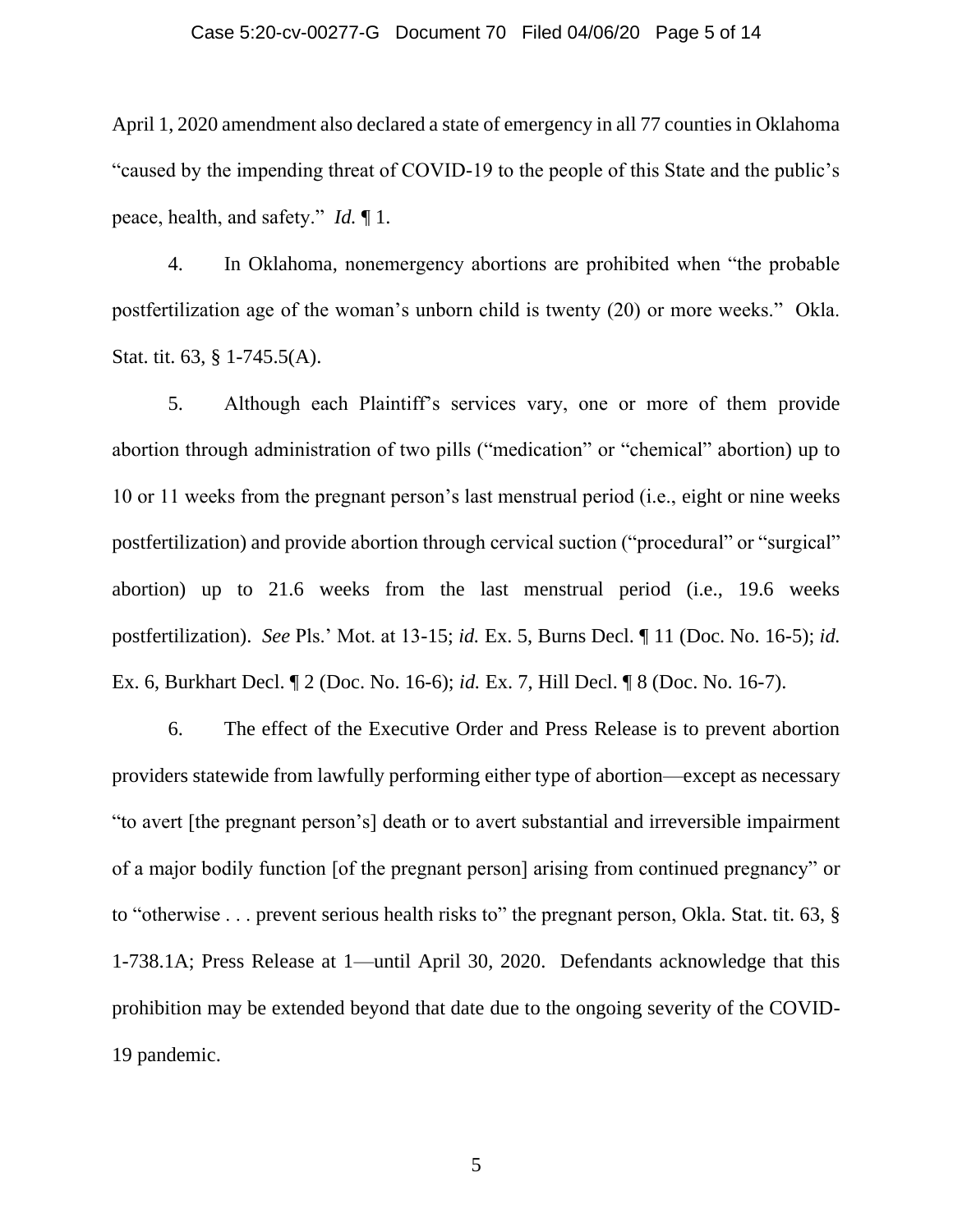April 1, 2020 amendment also declared a state of emergency in all 77 counties in Oklahoma "caused by the impending threat of COVID-19 to the people of this State and the public's peace, health, and safety." *Id.* ¶ 1.

4. In Oklahoma, nonemergency abortions are prohibited when "the probable postfertilization age of the woman's unborn child is twenty (20) or more weeks." Okla. Stat. tit. 63, § 1-745.5(A).

5. Although each Plaintiff's services vary, one or more of them provide abortion through administration of two pills ("medication" or "chemical" abortion) up to 10 or 11 weeks from the pregnant person's last menstrual period (i.e., eight or nine weeks postfertilization) and provide abortion through cervical suction ("procedural" or "surgical" abortion) up to 21.6 weeks from the last menstrual period (i.e., 19.6 weeks postfertilization). *See* Pls.' Mot. at 13-15; *id.* Ex. 5, Burns Decl. ¶ 11 (Doc. No. 16-5); *id.* Ex. 6, Burkhart Decl. ¶ 2 (Doc. No. 16-6); *id.* Ex. 7, Hill Decl. ¶ 8 (Doc. No. 16-7).

6. The effect of the Executive Order and Press Release is to prevent abortion providers statewide from lawfully performing either type of abortion—except as necessary "to avert [the pregnant person's] death or to avert substantial and irreversible impairment of a major bodily function [of the pregnant person] arising from continued pregnancy" or to "otherwise . . . prevent serious health risks to" the pregnant person, Okla. Stat. tit. 63, § 1-738.1A; Press Release at 1—until April 30, 2020. Defendants acknowledge that this prohibition may be extended beyond that date due to the ongoing severity of the COVID-19 pandemic.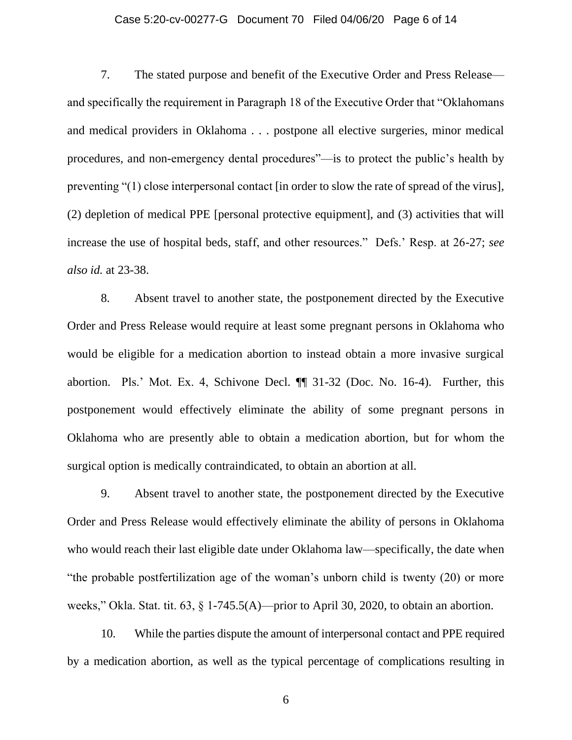7. The stated purpose and benefit of the Executive Order and Press Release—and specifically the requirement in Paragraph 18 of the Executive Order that "Oklahomans and medical providers in Oklahoma . . . postpone all elective surgeries, minor medical procedures, and non-emergency dental procedures"—is to protect the public's health by preventing "(1) close interpersonal contact [in order to slow the rate of spread of the virus], (2) depletion of medical PPE [personal protective equipment], and (3) activities that will increase the use of hospital beds, staff, and other resources." Defs.' Resp. at 26-27; *see also id.* at 23-38.

8. Absent travel to another state, the postponement directed by the Executive Order and Press Release would require at least some pregnant persons in Oklahoma who would be eligible for a medication abortion to instead obtain a more invasive surgical abortion. Pls.' Mot. Ex. 4, Schivone Decl. ¶¶ 31-32 (Doc. No. 16-4). Further, this postponement would effectively eliminate the ability of some pregnant persons in Oklahoma who are presently able to obtain a medication abortion, but for whom the surgical option is medically contraindicated, to obtain an abortion at all.

9. Absent travel to another state, the postponement directed by the Executive Order and Press Release would effectively eliminate the ability of persons in Oklahoma who would reach their last eligible date under Oklahoma law—specifically, the date when "the probable postfertilization age of the woman's unborn child is twenty (20) or more weeks," Okla. Stat. tit. 63, § 1-745.5(A)—prior to April 30, 2020, to obtain an abortion.

10. While the parties dispute the amount of interpersonal contact and PPE required by a medication abortion, as well as the typical percentage of complications resulting in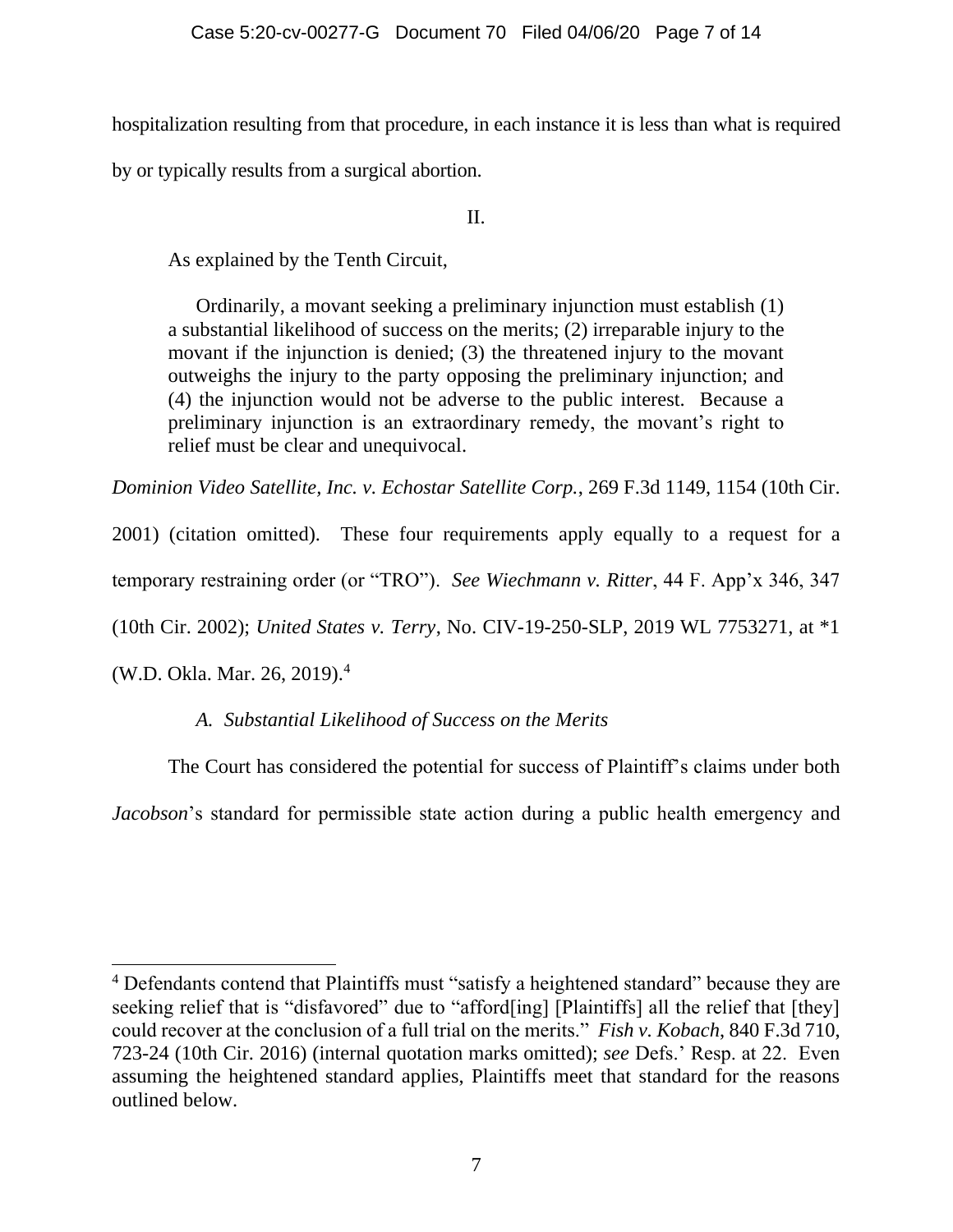hospitalization resulting from that procedure, in each instance it is less than what is required by or typically results from a surgical abortion.

II.

As explained by the Tenth Circuit,

> Ordinarily, a movant seeking a preliminary injunction must establish (1) a substantial likelihood of success on the merits; (2) irreparable injury to the movant if the injunction is denied; (3) the threatened injury to the movant outweighs the injury to the party opposing the preliminary injunction; and (4) the injunction would not be adverse to the public interest. Because a preliminary injunction is an extraordinary remedy, the movant's right to relief must be clear and unequivocal.

*Dominion Video Satellite, Inc. v. Echostar Satellite Corp.*, 269 F.3d 1149, 1154 (10th Cir. 2001) (citation omitted). These four requirements apply equally to a request for a temporary restraining order (or "TRO"). *See Wiechmann v. Ritter*, 44 F. App'x 346, 347 (10th Cir. 2002); *United States v. Terry*, No. CIV-19-250-SLP, 2019 WL 7753271, at *1 (W.D. Okla. Mar. 26, 2019).[4]

### *A. Substantial Likelihood of Success on the Merits*

The Court has considered the potential for success of Plaintiff's claims under both *Jacobson*'s standard for permissible state action during a public health emergency and

---

[4] Defendants contend that Plaintiffs must "satisfy a heightened standard" because they are seeking relief that is "disfavored" due to "afford[ing] [Plaintiffs] all the relief that [they] could recover at the conclusion of a full trial on the merits." *Fish v. Kobach*, 840 F.3d 710, 723-24 (10th Cir. 2016) (internal quotation marks omitted); *see* Defs.' Resp. at 22. Even assuming the heightened standard applies, Plaintiffs meet that standard for the reasons outlined below.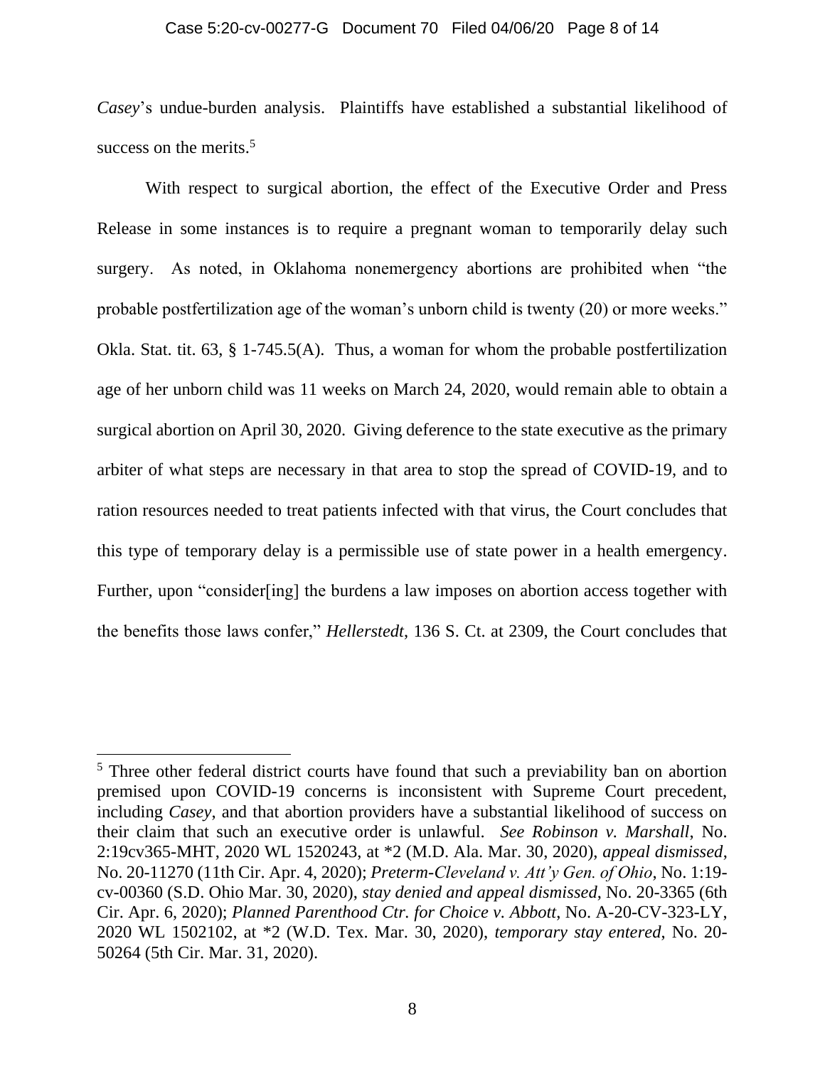*Casey*'s undue-burden analysis. Plaintiffs have established a substantial likelihood of success on the merits.[5]

With respect to surgical abortion, the effect of the Executive Order and Press Release in some instances is to require a pregnant woman to temporarily delay such surgery. As noted, in Oklahoma nonemergency abortions are prohibited when "the probable postfertilization age of the woman's unborn child is twenty (20) or more weeks." Okla. Stat. tit. 63, § 1-745.5(A). Thus, a woman for whom the probable postfertilization age of her unborn child was 11 weeks on March 24, 2020, would remain able to obtain a surgical abortion on April 30, 2020. Giving deference to the state executive as the primary arbiter of what steps are necessary in that area to stop the spread of COVID-19, and to ration resources needed to treat patients infected with that virus, the Court concludes that this type of temporary delay is a permissible use of state power in a health emergency. Further, upon "consider[ing] the burdens a law imposes on abortion access together with the benefits those laws confer," *Hellerstedt*, 136 S. Ct. at 2309, the Court concludes that

[5] Three other federal district courts have found that such a previability ban on abortion premised upon COVID-19 concerns is inconsistent with Supreme Court precedent, including *Casey*, and that abortion providers have a substantial likelihood of success on their claim that such an executive order is unlawful. *See Robinson v. Marshall*, No. 2:19cv365-MHT, 2020 WL 1520243, at *2 (M.D. Ala. Mar. 30, 2020), *appeal dismissed*, No. 20-11270 (11th Cir. Apr. 4, 2020); *Preterm-Cleveland v. Att'y Gen. of Ohio*, No. 1:19-cv-00360 (S.D. Ohio Mar. 30, 2020), *stay denied and appeal dismissed*, No. 20-3365 (6th Cir. Apr. 6, 2020); *Planned Parenthood Ctr. for Choice v. Abbott*, No. A-20-CV-323-LY, 2020 WL 1502102, at *2 (W.D. Tex. Mar. 30, 2020), *temporary stay entered*, No. 20-50264 (5th Cir. Mar. 31, 2020).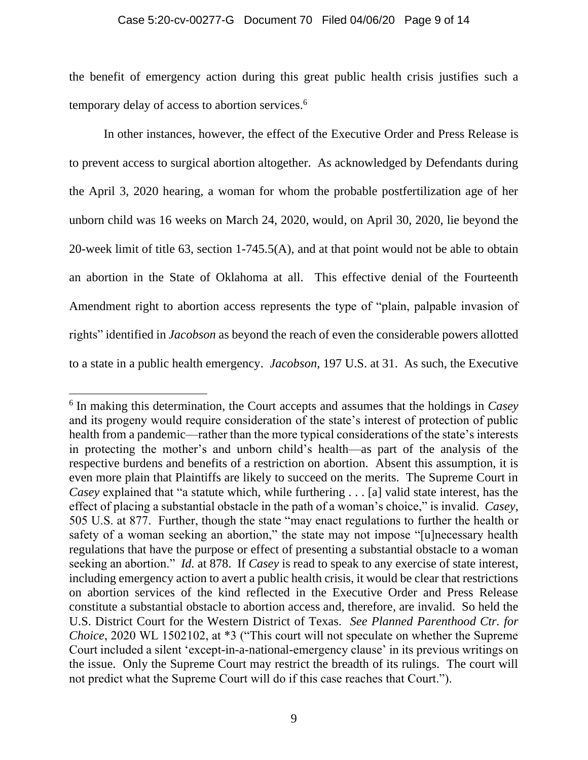the benefit of emergency action during this great public health crisis justifies such a temporary delay of access to abortion services.[6]

In other instances, however, the effect of the Executive Order and Press Release is to prevent access to surgical abortion altogether. As acknowledged by Defendants during the April 3, 2020 hearing, a woman for whom the probable postfertilization age of her unborn child was 16 weeks on March 24, 2020, would, on April 30, 2020, lie beyond the 20-week limit of title 63, section 1-745.5(A), and at that point would not be able to obtain an abortion in the State of Oklahoma at all. This effective denial of the Fourteenth Amendment right to abortion access represents the type of "plain, palpable invasion of rights" identified in *Jacobson* as beyond the reach of even the considerable powers allotted to a state in a public health emergency. *Jacobson*, 197 U.S. at 31. As such, the Executive

---

[6] In making this determination, the Court accepts and assumes that the holdings in *Casey* and its progeny would require consideration of the state's interest of protection of public health from a pandemic—rather than the more typical considerations of the state's interests in protecting the mother's and unborn child's health—as part of the analysis of the respective burdens and benefits of a restriction on abortion. Absent this assumption, it is even more plain that Plaintiffs are likely to succeed on the merits. The Supreme Court in *Casey* explained that "a statute which, while furthering . . . [a] valid state interest, has the effect of placing a substantial obstacle in the path of a woman's choice," is invalid. *Casey*, 505 U.S. at 877. Further, though the state "may enact regulations to further the health or safety of a woman seeking an abortion," the state may not impose "[u]necessary health regulations that have the purpose or effect of presenting a substantial obstacle to a woman seeking an abortion." *Id.* at 878. If *Casey* is read to speak to any exercise of state interest, including emergency action to avert a public health crisis, it would be clear that restrictions on abortion services of the kind reflected in the Executive Order and Press Release constitute a substantial obstacle to abortion access and, therefore, are invalid. So held the U.S. District Court for the Western District of Texas. *See Planned Parenthood Ctr. for Choice*, 2020 WL 1502102, at *3 ("This court will not speculate on whether the Supreme Court included a silent 'except-in-a-national-emergency clause' in its previous writings on the issue. Only the Supreme Court may restrict the breadth of its rulings. The court will not predict what the Supreme Court will do if this case reaches that Court.").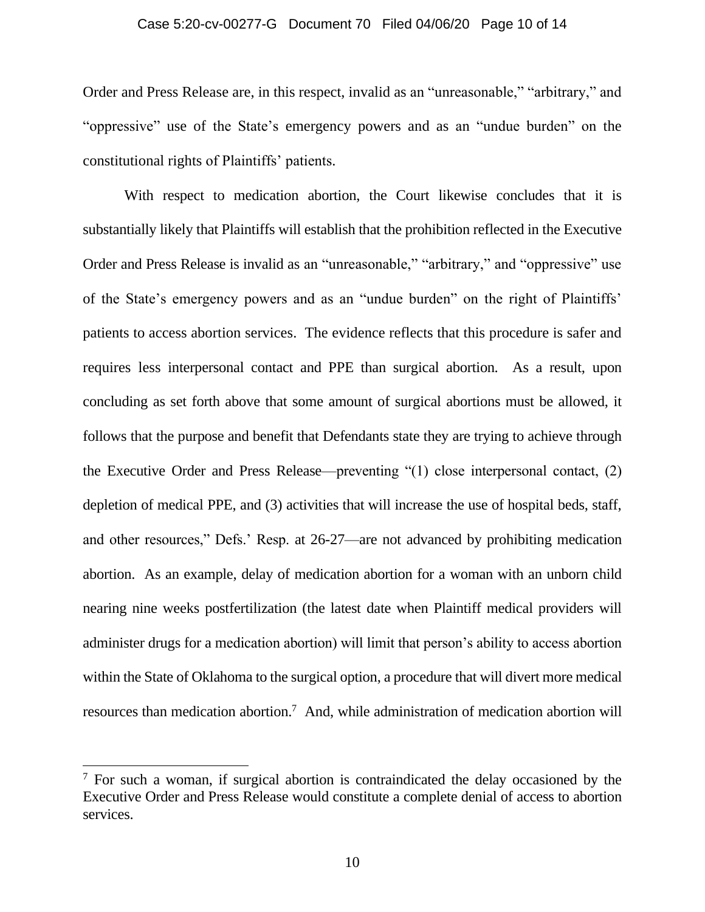Order and Press Release are, in this respect, invalid as an "unreasonable," "arbitrary," and "oppressive" use of the State's emergency powers and as an "undue burden" on the constitutional rights of Plaintiffs' patients.

With respect to medication abortion, the Court likewise concludes that it is substantially likely that Plaintiffs will establish that the prohibition reflected in the Executive Order and Press Release is invalid as an "unreasonable," "arbitrary," and "oppressive" use of the State's emergency powers and as an "undue burden" on the right of Plaintiffs' patients to access abortion services. The evidence reflects that this procedure is safer and requires less interpersonal contact and PPE than surgical abortion. As a result, upon concluding as set forth above that some amount of surgical abortions must be allowed, it follows that the purpose and benefit that Defendants state they are trying to achieve through the Executive Order and Press Release—preventing "(1) close interpersonal contact, (2) depletion of medical PPE, and (3) activities that will increase the use of hospital beds, staff, and other resources," Defs.' Resp. at 26-27—are not advanced by prohibiting medication abortion. As an example, delay of medication abortion for a woman with an unborn child nearing nine weeks postfertilization (the latest date when Plaintiff medical providers will administer drugs for a medication abortion) will limit that person's ability to access abortion within the State of Oklahoma to the surgical option, a procedure that will divert more medical resources than medication abortion.[7] And, while administration of medication abortion will

[7] For such a woman, if surgical abortion is contraindicated the delay occasioned by the Executive Order and Press Release would constitute a complete denial of access to abortion services.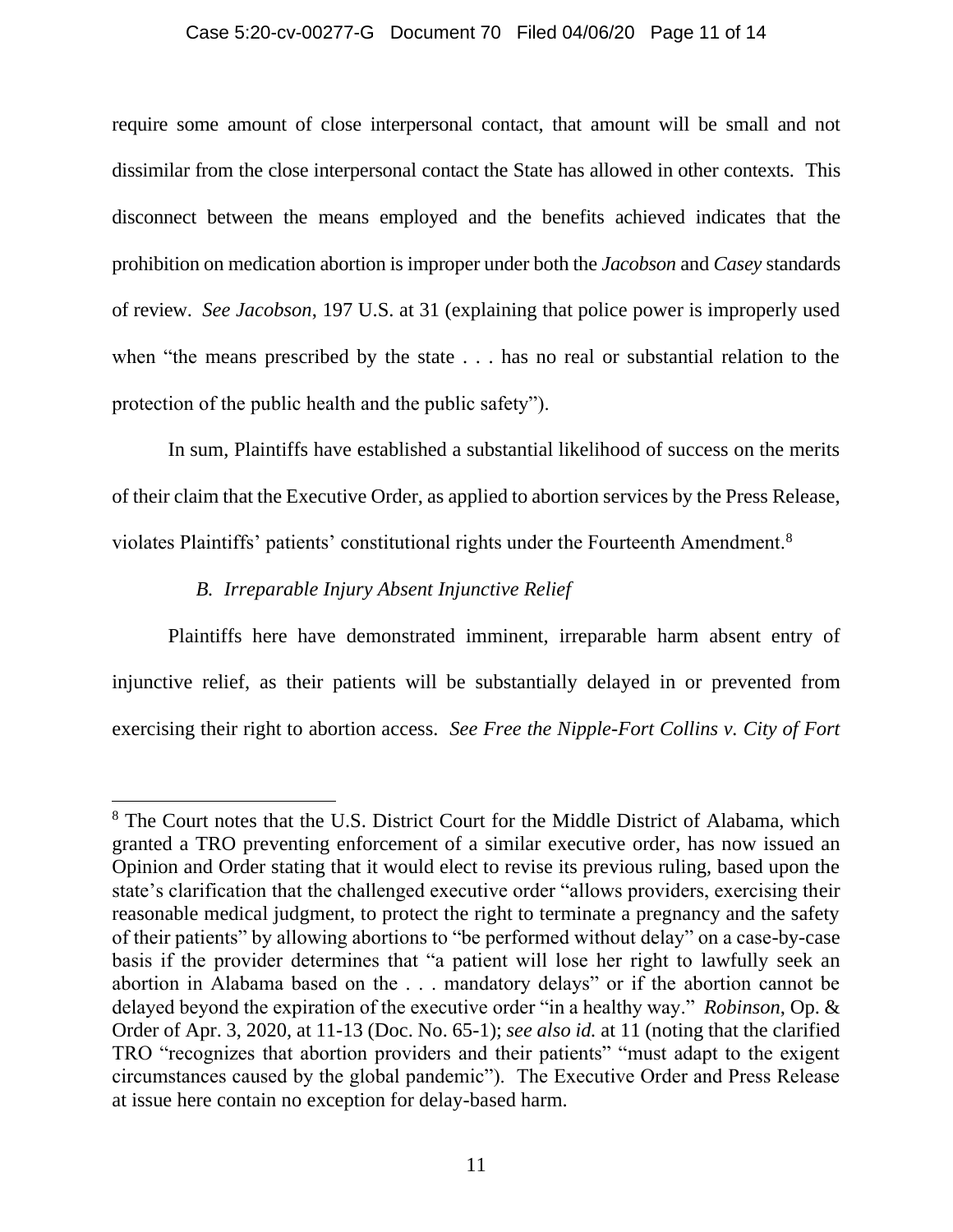require some amount of close interpersonal contact, that amount will be small and not dissimilar from the close interpersonal contact the State has allowed in other contexts. This disconnect between the means employed and the benefits achieved indicates that the prohibition on medication abortion is improper under both the *Jacobson* and *Casey* standards of review. *See Jacobson*, 197 U.S. at 31 (explaining that police power is improperly used when "the means prescribed by the state . . . has no real or substantial relation to the protection of the public health and the public safety").

In sum, Plaintiffs have established a substantial likelihood of success on the merits of their claim that the Executive Order, as applied to abortion services by the Press Release, violates Plaintiffs' patients' constitutional rights under the Fourteenth Amendment.[8]

### *B. Irreparable Injury Absent Injunctive Relief*

Plaintiffs here have demonstrated imminent, irreparable harm absent entry of injunctive relief, as their patients will be substantially delayed in or prevented from exercising their right to abortion access. *See Free the Nipple-Fort Collins v. City of Fort*

---

[8] The Court notes that the U.S. District Court for the Middle District of Alabama, which granted a TRO preventing enforcement of a similar executive order, has now issued an Opinion and Order stating that it would elect to revise its previous ruling, based upon the state's clarification that the challenged executive order "allows providers, exercising their reasonable medical judgment, to protect the right to terminate a pregnancy and the safety of their patients" by allowing abortions to "be performed without delay" on a case-by-case basis if the provider determines that "a patient will lose her right to lawfully seek an abortion in Alabama based on the . . . mandatory delays" or if the abortion cannot be delayed beyond the expiration of the executive order "in a healthy way." *Robinson*, Op. & Order of Apr. 3, 2020, at 11-13 (Doc. No. 65-1); *see also id.* at 11 (noting that the clarified TRO "recognizes that abortion providers and their patients" "must adapt to the exigent circumstances caused by the global pandemic"). The Executive Order and Press Release at issue here contain no exception for delay-based harm.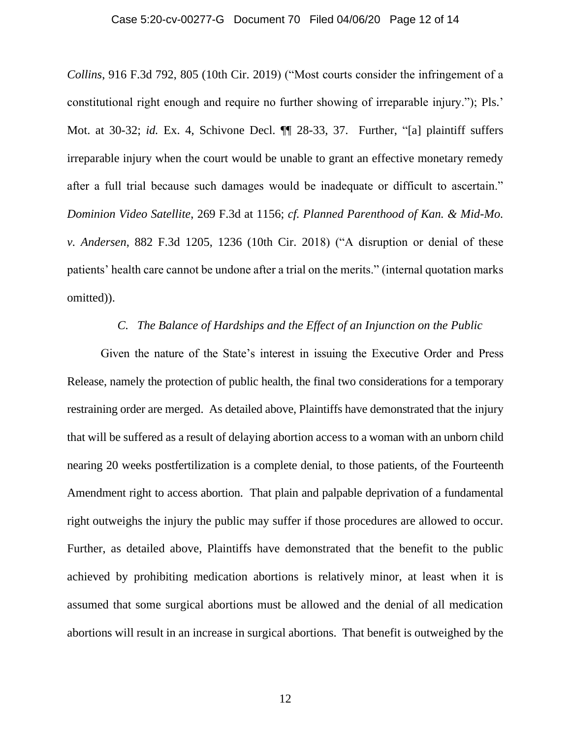*Collins*, 916 F.3d 792, 805 (10th Cir. 2019) ("Most courts consider the infringement of a constitutional right enough and require no further showing of irreparable injury."); Pls.' Mot. at 30-32; *id.* Ex. 4, Schivone Decl. ¶¶ 28-33, 37. Further, "[a] plaintiff suffers irreparable injury when the court would be unable to grant an effective monetary remedy after a full trial because such damages would be inadequate or difficult to ascertain." *Dominion Video Satellite*, 269 F.3d at 1156; *cf. Planned Parenthood of Kan. & Mid-Mo. v. Andersen*, 882 F.3d 1205, 1236 (10th Cir. 2018) ("A disruption or denial of these patients' health care cannot be undone after a trial on the merits." (internal quotation marks omitted)).

### *C. The Balance of Hardships and the Effect of an Injunction on the Public*

Given the nature of the State's interest in issuing the Executive Order and Press Release, namely the protection of public health, the final two considerations for a temporary restraining order are merged. As detailed above, Plaintiffs have demonstrated that the injury that will be suffered as a result of delaying abortion access to a woman with an unborn child nearing 20 weeks postfertilization is a complete denial, to those patients, of the Fourteenth Amendment right to access abortion. That plain and palpable deprivation of a fundamental right outweighs the injury the public may suffer if those procedures are allowed to occur. Further, as detailed above, Plaintiffs have demonstrated that the benefit to the public achieved by prohibiting medication abortions is relatively minor, at least when it is assumed that some surgical abortions must be allowed and the denial of all medication abortions will result in an increase in surgical abortions. That benefit is outweighed by the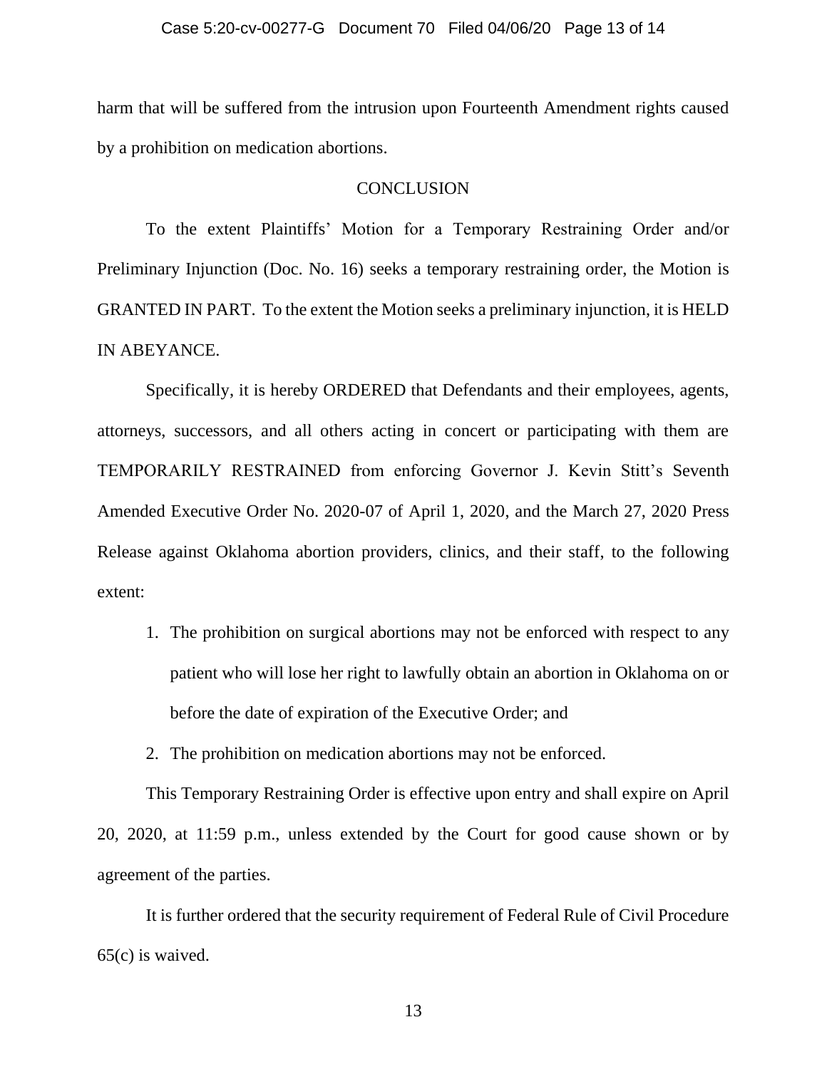harm that will be suffered from the intrusion upon Fourteenth Amendment rights caused by a prohibition on medication abortions.

## CONCLUSION

To the extent Plaintiffs' Motion for a Temporary Restraining Order and/or Preliminary Injunction (Doc. No. 16) seeks a temporary restraining order, the Motion is GRANTED IN PART. To the extent the Motion seeks a preliminary injunction, it is HELD IN ABEYANCE.

Specifically, it is hereby ORDERED that Defendants and their employees, agents, attorneys, successors, and all others acting in concert or participating with them are TEMPORARILY RESTRAINED from enforcing Governor J. Kevin Stitt's Seventh Amended Executive Order No. 2020-07 of April 1, 2020, and the March 27, 2020 Press Release against Oklahoma abortion providers, clinics, and their staff, to the following extent:

1. The prohibition on surgical abortions may not be enforced with respect to any patient who will lose her right to lawfully obtain an abortion in Oklahoma on or before the date of expiration of the Executive Order; and
2. The prohibition on medication abortions may not be enforced.

This Temporary Restraining Order is effective upon entry and shall expire on April 20, 2020, at 11:59 p.m., unless extended by the Court for good cause shown or by agreement of the parties.

It is further ordered that the security requirement of Federal Rule of Civil Procedure 65(c) is waived.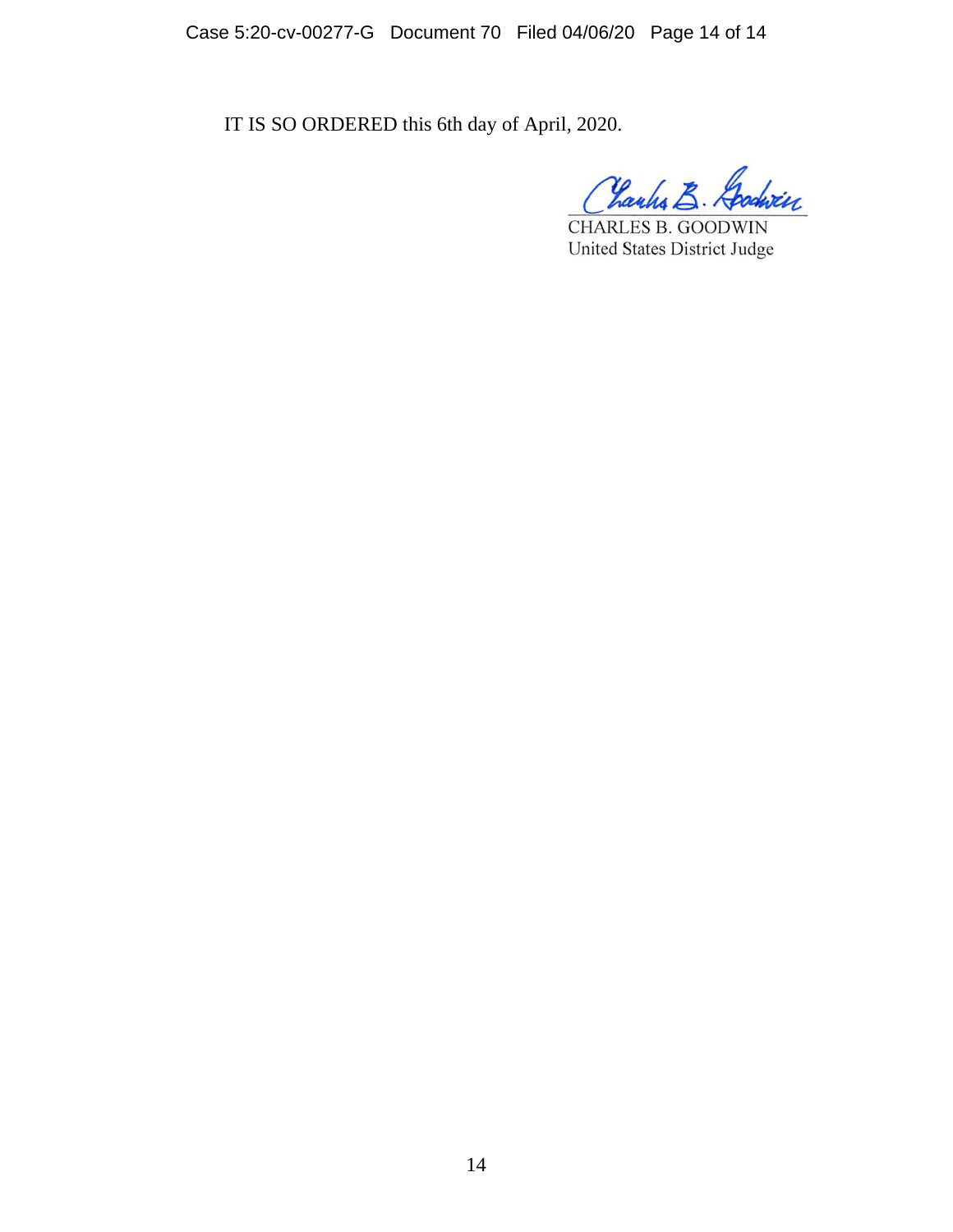IT IS SO ORDERED this 6th day of April, 2020.

CHARLES B. GOODWIN
United States District Judge